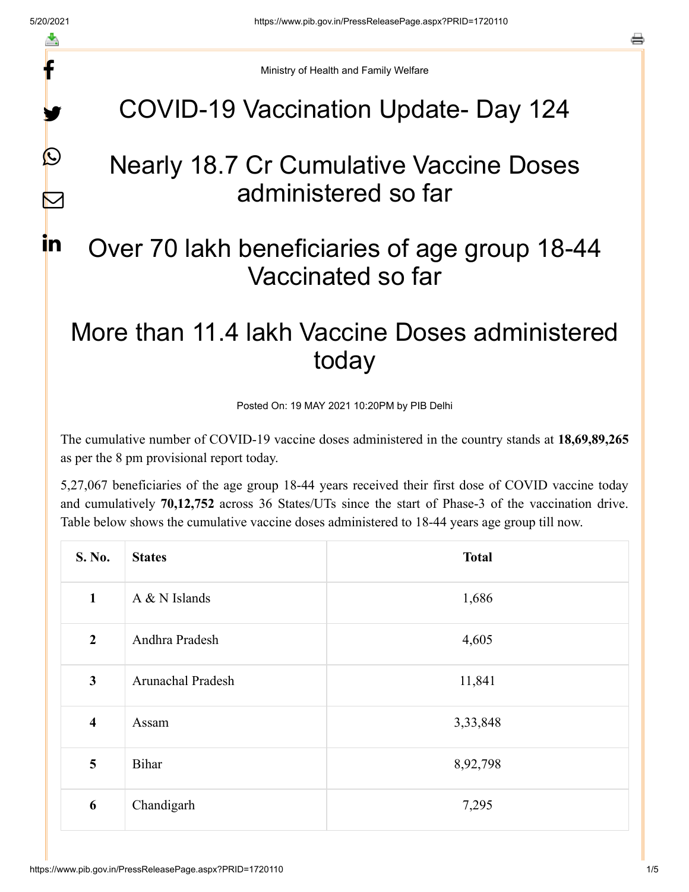Ministry of Health and Family Welfare

# COVID-19 Vaccination Update- Day 124

# Nearly 18.7 Cr Cumulative Vaccine Doses administered so far

# Over 70 lakh beneficiaries of age group 18-44 Vaccinated so far

# More than 11.4 lakh Vaccine Doses administered today

Posted On: 19 MAY 2021 10:20PM by PIB Delhi

The cumulative number of COVID-19 vaccine doses administered in the country stands at **18,69,89,265** as per the 8 pm provisional report today.

5,27,067 beneficiaries of the age group 18-44 years received their first dose of COVID vaccine today and cumulatively **70,12,752** across 36 States/UTs since the start of Phase-3 of the vaccination drive. Table below shows the cumulative vaccine doses administered to 18-44 years age group till now.

| S. No. | States | Total |
|---|---|---|
| 1 | A & N Islands | 1,686 |
| 2 | Andhra Pradesh | 4,605 |
| 3 | Arunachal Pradesh | 11,841 |
| 4 | Assam | 3,33,848 |
| 5 | Bihar | 8,92,798 |
| 6 | Chandigarh | 7,295 |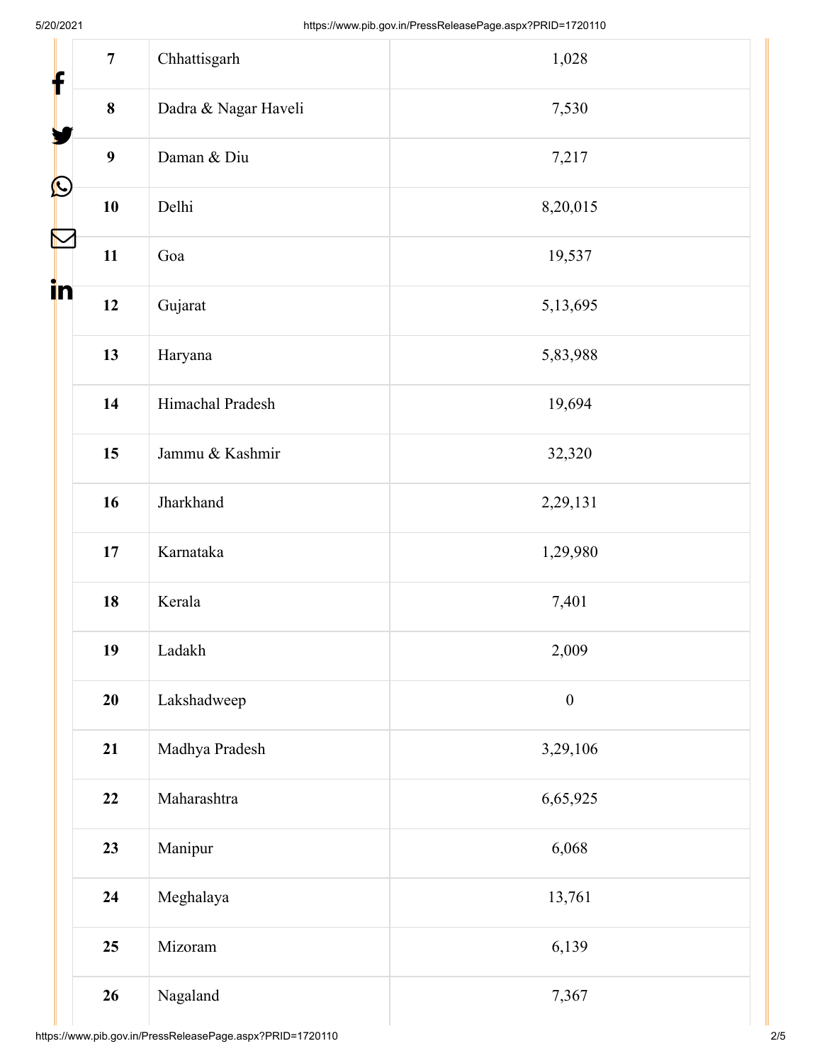| 7 | Chhattisgarh | 1,028 |
|---|---|---|
| 8 | Dadra & Nagar Haveli | 7,530 |
| 9 | Daman & Diu | 7,217 |
| 10 | Delhi | 8,20,015 |
| 11 | Goa | 19,537 |
| 12 | Gujarat | 5,13,695 |
| 13 | Haryana | 5,83,988 |
| 14 | Himachal Pradesh | 19,694 |
| 15 | Jammu & Kashmir | 32,320 |
| 16 | Jharkhand | 2,29,131 |
| 17 | Karnataka | 1,29,980 |
| 18 | Kerala | 7,401 |
| 19 | Ladakh | 2,009 |
| 20 | Lakshadweep | 0 |
| 21 | Madhya Pradesh | 3,29,106 |
| 22 | Maharashtra | 6,65,925 |
| 23 | Manipur | 6,068 |
| 24 | Meghalaya | 13,761 |
| 25 | Mizoram | 6,139 |
| 26 | Nagaland | 7,367 |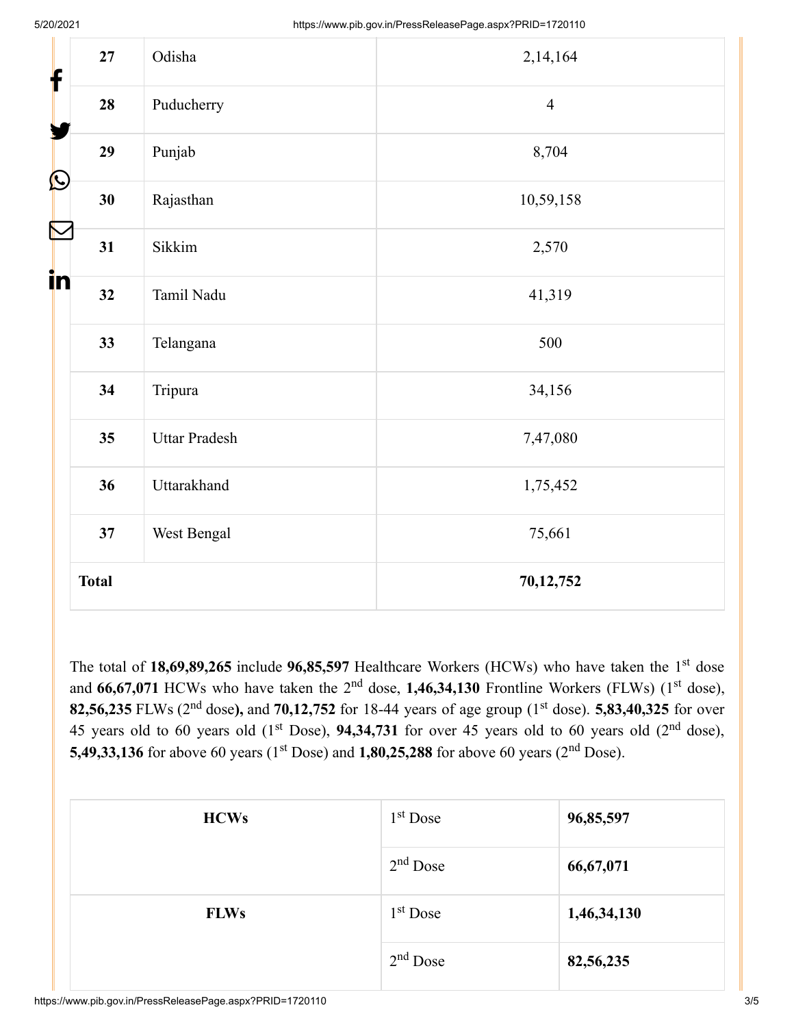| 27 | Odisha | 2,14,164 |
|---|---|---|
| 28 | Puducherry | 4 |
| 29 | Punjab | 8,704 |
| 30 | Rajasthan | 10,59,158 |
| 31 | Sikkim | 2,570 |
| 32 | Tamil Nadu | 41,319 |
| 33 | Telangana | 500 |
| 34 | Tripura | 34,156 |
| 35 | Uttar Pradesh | 7,47,080 |
| 36 | Uttarakhand | 1,75,452 |
| 37 | West Bengal | 75,661 |
| **Total** | | **70,12,752** |

The total of **18,69,89,265** include **96,85,597** Healthcare Workers (HCWs) who have taken the 1st dose and **66,67,071** HCWs who have taken the 2nd dose, **1,46,34,130** Frontline Workers (FLWs) (1st dose), **82,56,235** FLWs (2nd dose**),** and **70,12,752** for 18-44 years of age group (1st dose). **5,83,40,325** for over 45 years old to 60 years old (1st Dose), **94,34,731** for over 45 years old to 60 years old (2nd dose), **5,49,33,136** for above 60 years (1st Dose) and **1,80,25,288** for above 60 years (2nd Dose).

| **HCWs** | 1st Dose | **96,85,597** |
|---|---|---|
| | 2nd Dose | **66,67,071** |
| **FLWs** | 1st Dose | **1,46,34,130** |
| | 2nd Dose | **82,56,235** |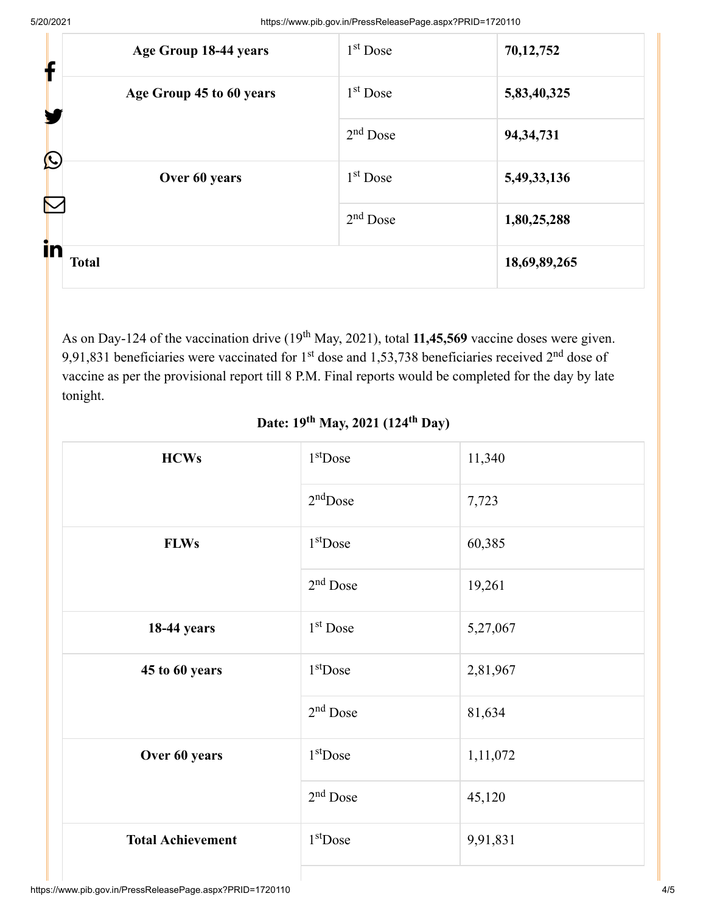| Age Group 18-44 years | 1st Dose | **70,12,752** |
|---|---|---|
| Age Group 45 to 60 years | 1st Dose | **5,83,40,325** |
| | 2nd Dose | **94,34,731** |
| Over 60 years | 1st Dose | **5,49,33,136** |
| | 2nd Dose | **1,80,25,288** |
| **Total** | | **18,69,89,265** |

As on Day-124 of the vaccination drive (19th May, 2021), total **11,45,569** vaccine doses were given. 9,91,831 beneficiaries were vaccinated for 1st dose and 1,53,738 beneficiaries received 2nd dose of vaccine as per the provisional report till 8 P.M. Final reports would be completed for the day by late tonight.

**Date: 19th May, 2021 (124th Day)**

| HCWs | 1st Dose | 11,340 |
|---|---|---|
| | 2nd Dose | 7,723 |
| FLWs | 1st Dose | 60,385 |
| | 2nd Dose | 19,261 |
| 18-44 years | 1st Dose | 5,27,067 |
| 45 to 60 years | 1st Dose | 2,81,967 |
| | 2nd Dose | 81,634 |
| Over 60 years | 1st Dose | 1,11,072 |
| | 2nd Dose | 45,120 |
| Total Achievement | 1st Dose | 9,91,831 |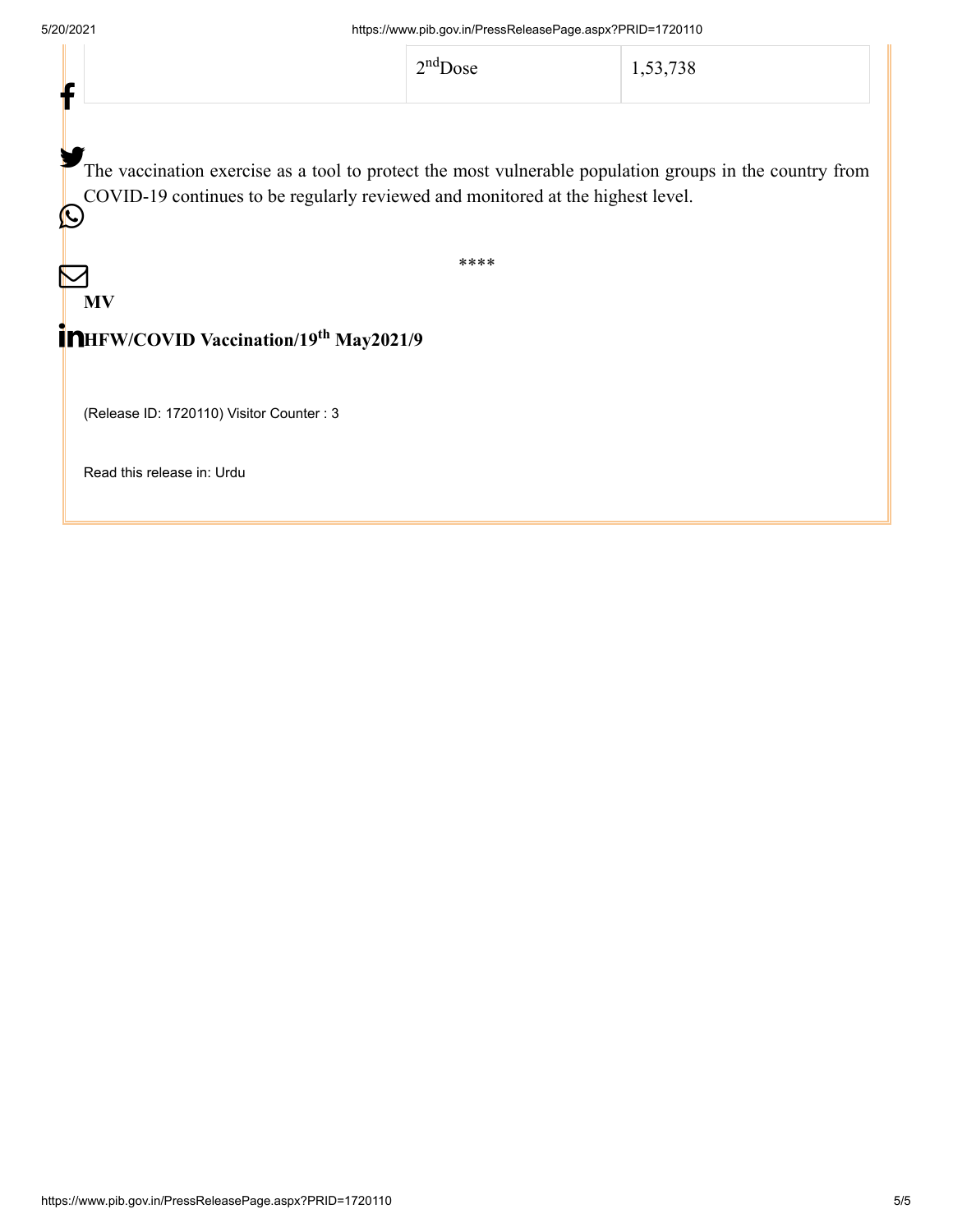| | | |
|---|---|---|
| | 2ndDose | 1,53,738 |

The vaccination exercise as a tool to protect the most vulnerable population groups in the country from COVID-19 continues to be regularly reviewed and monitored at the highest level.

****

**MV**

**HFW/COVID Vaccination/19th May2021/9**

(Release ID: 1720110) Visitor Counter : 3

Read this release in: Urdu